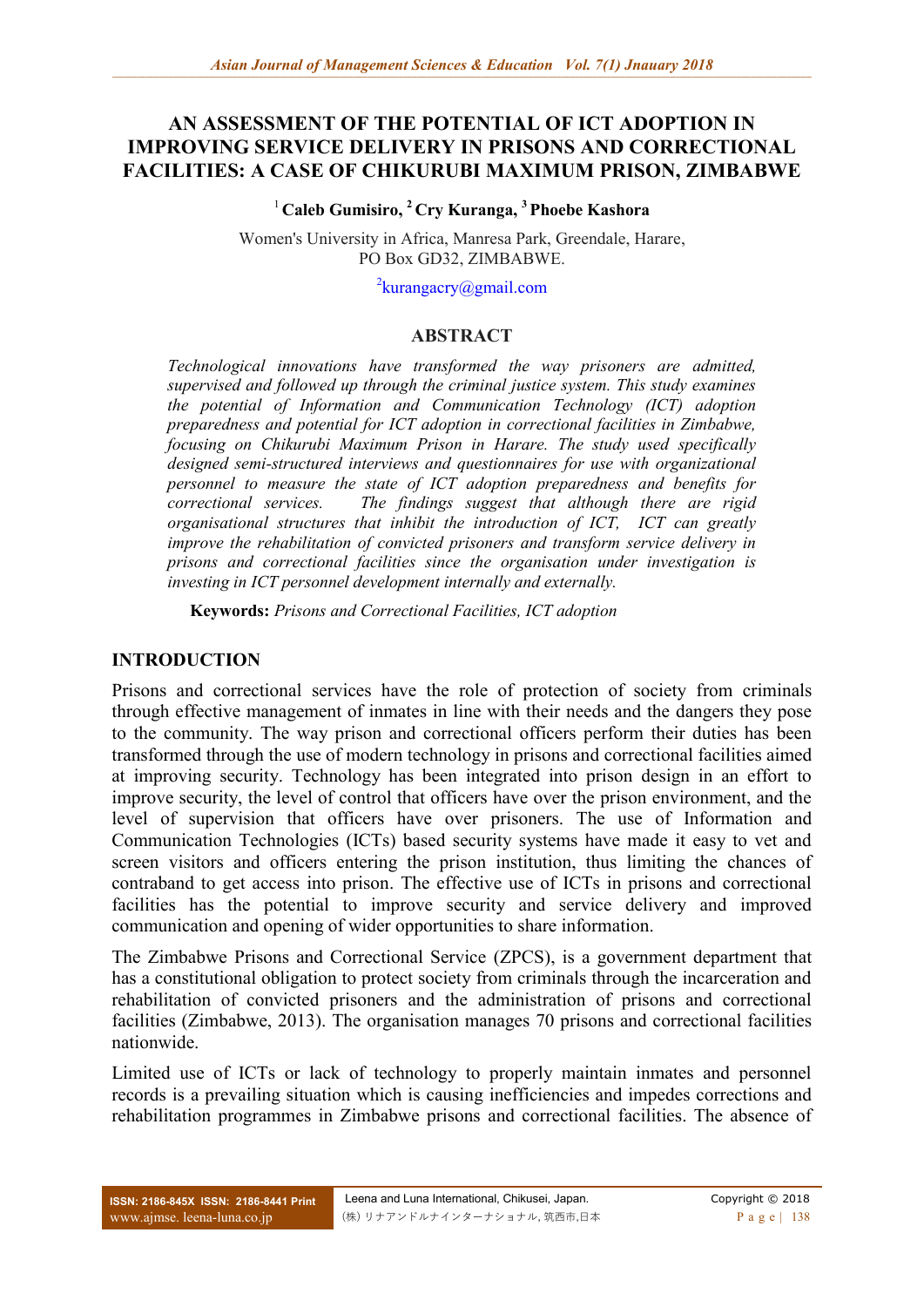# AN ASSESSMENT OF THE POTENTIAL OF ICT ADOPTION IN IMPROVING SERVICE DELIVERY IN PRISONS AND CORRECTIONAL FACILITIES: A CASE OF CHIKURUBI MAXIMUM PRISON, ZIMBABWE

[1] **Caleb Gumisiro,** [2] **Cry Kuranga,** [3] **Phoebe Kashora**

Women's University in Africa, Manresa Park, Greendale, Harare,
PO Box GD32, ZIMBABWE.

[2]kurangacry@gmail.com

## ABSTRACT

*Technological innovations have transformed the way prisoners are admitted, supervised and followed up through the criminal justice system. This study examines the potential of Information and Communication Technology (ICT) adoption preparedness and potential for ICT adoption in correctional facilities in Zimbabwe, focusing on Chikurubi Maximum Prison in Harare. The study used specifically designed semi-structured interviews and questionnaires for use with organizational personnel to measure the state of ICT adoption preparedness and benefits for correctional services. The findings suggest that although there are rigid organisational structures that inhibit the introduction of ICT, ICT can greatly improve the rehabilitation of convicted prisoners and transform service delivery in prisons and correctional facilities since the organisation under investigation is investing in ICT personnel development internally and externally.*

**Keywords:** *Prisons and Correctional Facilities, ICT adoption*

## INTRODUCTION

Prisons and correctional services have the role of protection of society from criminals through effective management of inmates in line with their needs and the dangers they pose to the community. The way prison and correctional officers perform their duties has been transformed through the use of modern technology in prisons and correctional facilities aimed at improving security. Technology has been integrated into prison design in an effort to improve security, the level of control that officers have over the prison environment, and the level of supervision that officers have over prisoners. The use of Information and Communication Technologies (ICTs) based security systems have made it easy to vet and screen visitors and officers entering the prison institution, thus limiting the chances of contraband to get access into prison. The effective use of ICTs in prisons and correctional facilities has the potential to improve security and service delivery and improved communication and opening of wider opportunities to share information.

The Zimbabwe Prisons and Correctional Service (ZPCS), is a government department that has a constitutional obligation to protect society from criminals through the incarceration and rehabilitation of convicted prisoners and the administration of prisons and correctional facilities (Zimbabwe, 2013). The organisation manages 70 prisons and correctional facilities nationwide.

Limited use of ICTs or lack of technology to properly maintain inmates and personnel records is a prevailing situation which is causing inefficiencies and impedes corrections and rehabilitation programmes in Zimbabwe prisons and correctional facilities. The absence of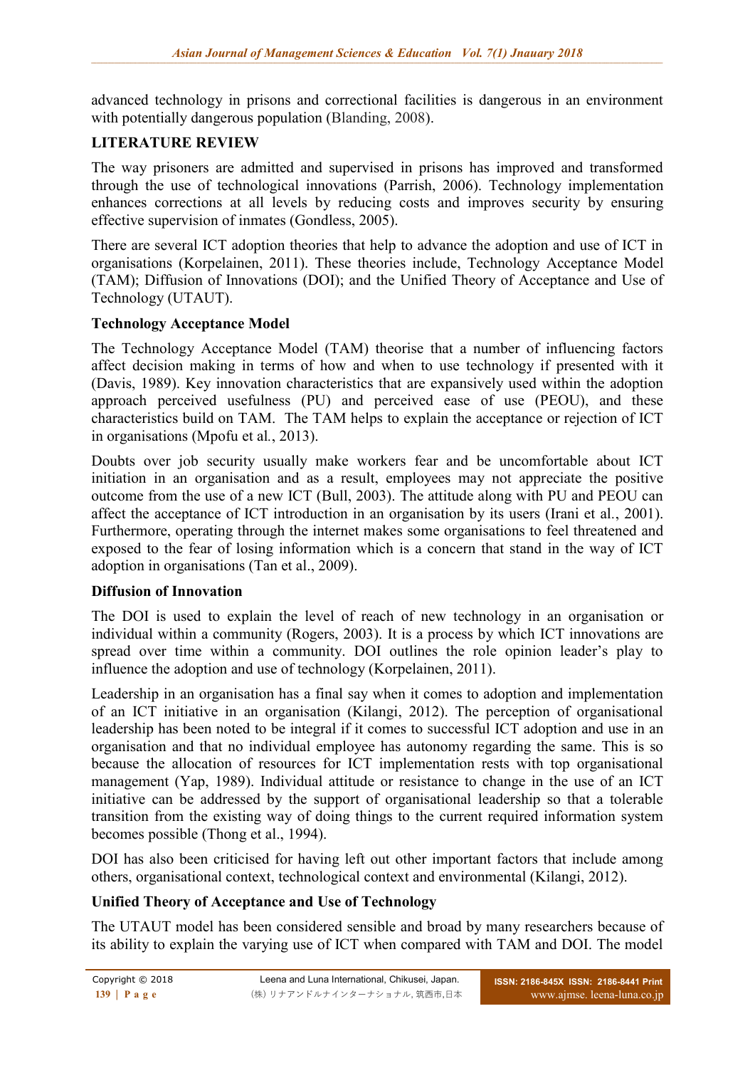advanced technology in prisons and correctional facilities is dangerous in an environment with potentially dangerous population (Blanding, 2008).

## LITERATURE REVIEW

The way prisoners are admitted and supervised in prisons has improved and transformed through the use of technological innovations (Parrish, 2006). Technology implementation enhances corrections at all levels by reducing costs and improves security by ensuring effective supervision of inmates (Gondless, 2005).

There are several ICT adoption theories that help to advance the adoption and use of ICT in organisations (Korpelainen, 2011). These theories include, Technology Acceptance Model (TAM); Diffusion of Innovations (DOI); and the Unified Theory of Acceptance and Use of Technology (UTAUT).

### Technology Acceptance Model

The Technology Acceptance Model (TAM) theorise that a number of influencing factors affect decision making in terms of how and when to use technology if presented with it (Davis, 1989). Key innovation characteristics that are expansively used within the adoption approach perceived usefulness (PU) and perceived ease of use (PEOU), and these characteristics build on TAM. The TAM helps to explain the acceptance or rejection of ICT in organisations (Mpofu et al., 2013).

Doubts over job security usually make workers fear and be uncomfortable about ICT initiation in an organisation and as a result, employees may not appreciate the positive outcome from the use of a new ICT (Bull, 2003). The attitude along with PU and PEOU can affect the acceptance of ICT introduction in an organisation by its users (Irani et al., 2001). Furthermore, operating through the internet makes some organisations to feel threatened and exposed to the fear of losing information which is a concern that stand in the way of ICT adoption in organisations (Tan et al., 2009).

### Diffusion of Innovation

The DOI is used to explain the level of reach of new technology in an organisation or individual within a community (Rogers, 2003). It is a process by which ICT innovations are spread over time within a community. DOI outlines the role opinion leader's play to influence the adoption and use of technology (Korpelainen, 2011).

Leadership in an organisation has a final say when it comes to adoption and implementation of an ICT initiative in an organisation (Kilangi, 2012). The perception of organisational leadership has been noted to be integral if it comes to successful ICT adoption and use in an organisation and that no individual employee has autonomy regarding the same. This is so because the allocation of resources for ICT implementation rests with top organisational management (Yap, 1989). Individual attitude or resistance to change in the use of an ICT initiative can be addressed by the support of organisational leadership so that a tolerable transition from the existing way of doing things to the current required information system becomes possible (Thong et al., 1994).

DOI has also been criticised for having left out other important factors that include among others, organisational context, technological context and environmental (Kilangi, 2012).

### Unified Theory of Acceptance and Use of Technology

The UTAUT model has been considered sensible and broad by many researchers because of its ability to explain the varying use of ICT when compared with TAM and DOI. The model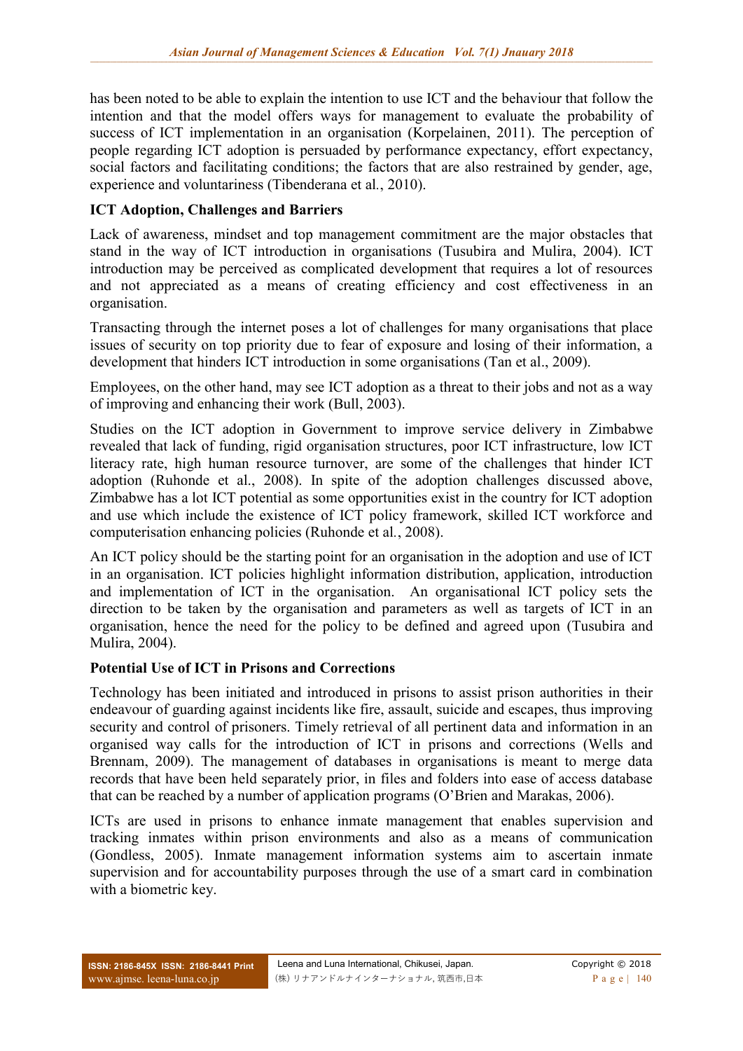has been noted to be able to explain the intention to use ICT and the behaviour that follow the intention and that the model offers ways for management to evaluate the probability of success of ICT implementation in an organisation (Korpelainen, 2011). The perception of people regarding ICT adoption is persuaded by performance expectancy, effort expectancy, social factors and facilitating conditions; the factors that are also restrained by gender, age, experience and voluntariness (Tibenderana et al., 2010).

**ICT Adoption, Challenges and Barriers**

Lack of awareness, mindset and top management commitment are the major obstacles that stand in the way of ICT introduction in organisations (Tusubira and Mulira, 2004). ICT introduction may be perceived as complicated development that requires a lot of resources and not appreciated as a means of creating efficiency and cost effectiveness in an organisation.

Transacting through the internet poses a lot of challenges for many organisations that place issues of security on top priority due to fear of exposure and losing of their information, a development that hinders ICT introduction in some organisations (Tan et al., 2009).

Employees, on the other hand, may see ICT adoption as a threat to their jobs and not as a way of improving and enhancing their work (Bull, 2003).

Studies on the ICT adoption in Government to improve service delivery in Zimbabwe revealed that lack of funding, rigid organisation structures, poor ICT infrastructure, low ICT literacy rate, high human resource turnover, are some of the challenges that hinder ICT adoption (Ruhonde et al., 2008). In spite of the adoption challenges discussed above, Zimbabwe has a lot ICT potential as some opportunities exist in the country for ICT adoption and use which include the existence of ICT policy framework, skilled ICT workforce and computerisation enhancing policies (Ruhonde et al., 2008).

An ICT policy should be the starting point for an organisation in the adoption and use of ICT in an organisation. ICT policies highlight information distribution, application, introduction and implementation of ICT in the organisation. An organisational ICT policy sets the direction to be taken by the organisation and parameters as well as targets of ICT in an organisation, hence the need for the policy to be defined and agreed upon (Tusubira and Mulira, 2004).

**Potential Use of ICT in Prisons and Corrections**

Technology has been initiated and introduced in prisons to assist prison authorities in their endeavour of guarding against incidents like fire, assault, suicide and escapes, thus improving security and control of prisoners. Timely retrieval of all pertinent data and information in an organised way calls for the introduction of ICT in prisons and corrections (Wells and Brennam, 2009). The management of databases in organisations is meant to merge data records that have been held separately prior, in files and folders into ease of access database that can be reached by a number of application programs (O'Brien and Marakas, 2006).

ICTs are used in prisons to enhance inmate management that enables supervision and tracking inmates within prison environments and also as a means of communication (Gondless, 2005). Inmate management information systems aim to ascertain inmate supervision and for accountability purposes through the use of a smart card in combination with a biometric key.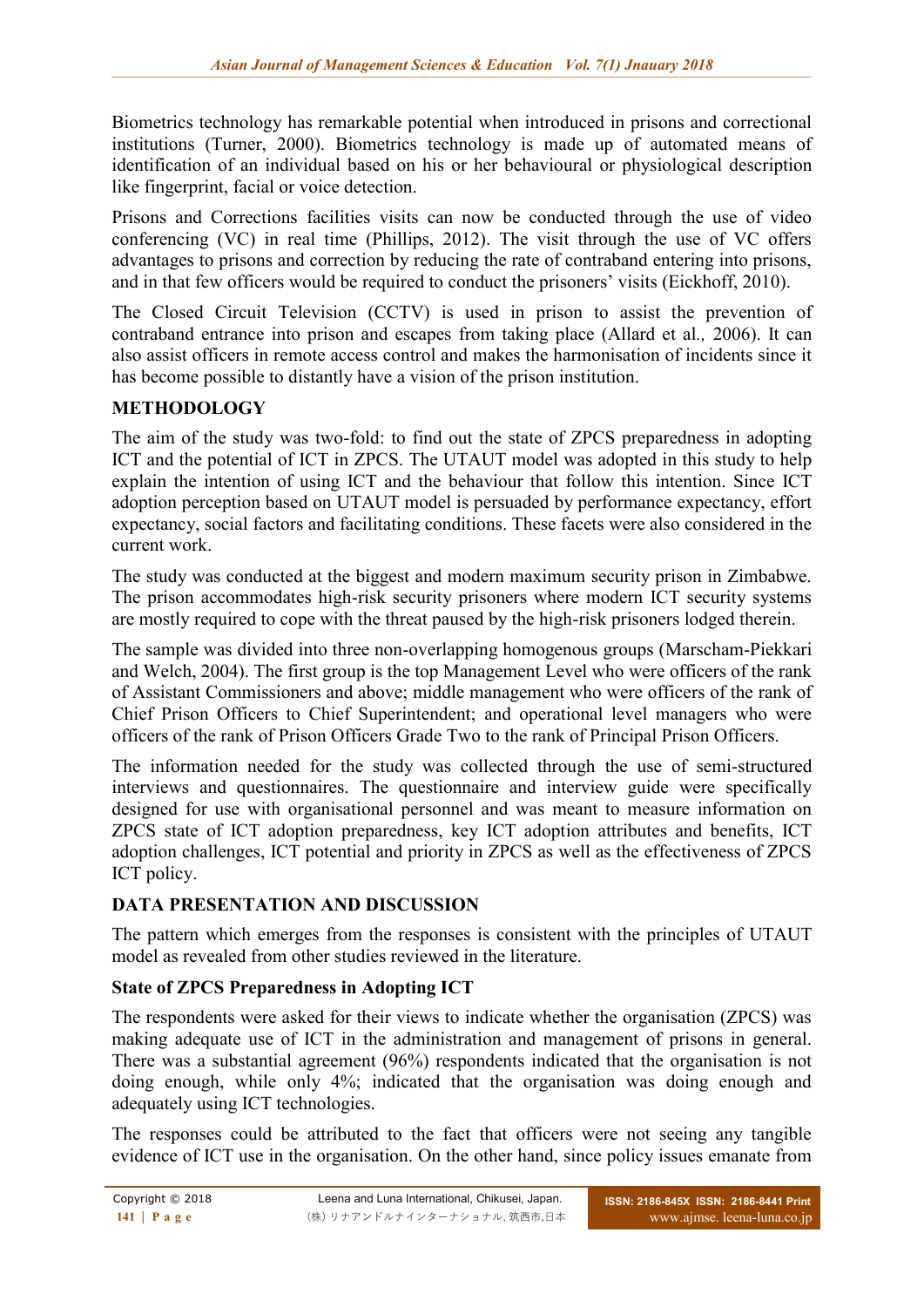Biometrics technology has remarkable potential when introduced in prisons and correctional institutions (Turner, 2000). Biometrics technology is made up of automated means of identification of an individual based on his or her behavioural or physiological description like fingerprint, facial or voice detection.

Prisons and Corrections facilities visits can now be conducted through the use of video conferencing (VC) in real time (Phillips, 2012). The visit through the use of VC offers advantages to prisons and correction by reducing the rate of contraband entering into prisons, and in that few officers would be required to conduct the prisoners' visits (Eickhoff, 2010).

The Closed Circuit Television (CCTV) is used in prison to assist the prevention of contraband entrance into prison and escapes from taking place (Allard et al*.,* 2006). It can also assist officers in remote access control and makes the harmonisation of incidents since it has become possible to distantly have a vision of the prison institution.

## METHODOLOGY

The aim of the study was two-fold: to find out the state of ZPCS preparedness in adopting ICT and the potential of ICT in ZPCS. The UTAUT model was adopted in this study to help explain the intention of using ICT and the behaviour that follow this intention. Since ICT adoption perception based on UTAUT model is persuaded by performance expectancy, effort expectancy, social factors and facilitating conditions. These facets were also considered in the current work.

The study was conducted at the biggest and modern maximum security prison in Zimbabwe. The prison accommodates high-risk security prisoners where modern ICT security systems are mostly required to cope with the threat paused by the high-risk prisoners lodged therein.

The sample was divided into three non-overlapping homogenous groups (Marscham-Piekkari and Welch, 2004). The first group is the top Management Level who were officers of the rank of Assistant Commissioners and above; middle management who were officers of the rank of Chief Prison Officers to Chief Superintendent; and operational level managers who were officers of the rank of Prison Officers Grade Two to the rank of Principal Prison Officers.

The information needed for the study was collected through the use of semi-structured interviews and questionnaires. The questionnaire and interview guide were specifically designed for use with organisational personnel and was meant to measure information on ZPCS state of ICT adoption preparedness, key ICT adoption attributes and benefits, ICT adoption challenges, ICT potential and priority in ZPCS as well as the effectiveness of ZPCS ICT policy.

## DATA PRESENTATION AND DISCUSSION

The pattern which emerges from the responses is consistent with the principles of UTAUT model as revealed from other studies reviewed in the literature.

### State of ZPCS Preparedness in Adopting ICT

The respondents were asked for their views to indicate whether the organisation (ZPCS) was making adequate use of ICT in the administration and management of prisons in general. There was a substantial agreement (96%) respondents indicated that the organisation is not doing enough, while only 4%; indicated that the organisation was doing enough and adequately using ICT technologies.

The responses could be attributed to the fact that officers were not seeing any tangible evidence of ICT use in the organisation. On the other hand, since policy issues emanate from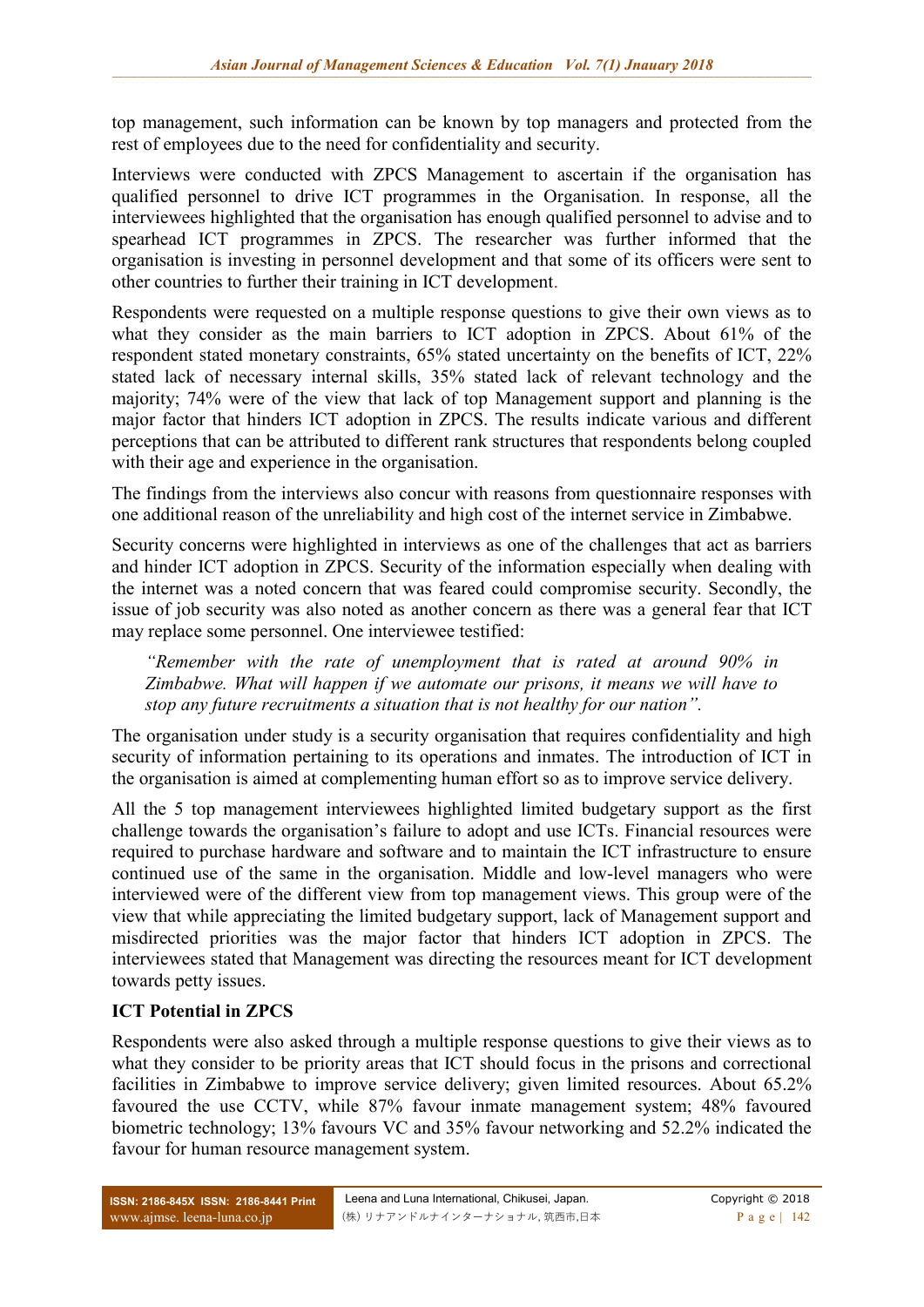top management, such information can be known by top managers and protected from the rest of employees due to the need for confidentiality and security.

Interviews were conducted with ZPCS Management to ascertain if the organisation has qualified personnel to drive ICT programmes in the Organisation. In response, all the interviewees highlighted that the organisation has enough qualified personnel to advise and to spearhead ICT programmes in ZPCS. The researcher was further informed that the organisation is investing in personnel development and that some of its officers were sent to other countries to further their training in ICT development.

Respondents were requested on a multiple response questions to give their own views as to what they consider as the main barriers to ICT adoption in ZPCS. About 61% of the respondent stated monetary constraints, 65% stated uncertainty on the benefits of ICT, 22% stated lack of necessary internal skills, 35% stated lack of relevant technology and the majority; 74% were of the view that lack of top Management support and planning is the major factor that hinders ICT adoption in ZPCS. The results indicate various and different perceptions that can be attributed to different rank structures that respondents belong coupled with their age and experience in the organisation.

The findings from the interviews also concur with reasons from questionnaire responses with one additional reason of the unreliability and high cost of the internet service in Zimbabwe.

Security concerns were highlighted in interviews as one of the challenges that act as barriers and hinder ICT adoption in ZPCS. Security of the information especially when dealing with the internet was a noted concern that was feared could compromise security. Secondly, the issue of job security was also noted as another concern as there was a general fear that ICT may replace some personnel. One interviewee testified:

> *"Remember with the rate of unemployment that is rated at around 90% in Zimbabwe. What will happen if we automate our prisons, it means we will have to stop any future recruitments a situation that is not healthy for our nation".*

The organisation under study is a security organisation that requires confidentiality and high security of information pertaining to its operations and inmates. The introduction of ICT in the organisation is aimed at complementing human effort so as to improve service delivery.

All the 5 top management interviewees highlighted limited budgetary support as the first challenge towards the organisation's failure to adopt and use ICTs. Financial resources were required to purchase hardware and software and to maintain the ICT infrastructure to ensure continued use of the same in the organisation. Middle and low-level managers who were interviewed were of the different view from top management views. This group were of the view that while appreciating the limited budgetary support, lack of Management support and misdirected priorities was the major factor that hinders ICT adoption in ZPCS. The interviewees stated that Management was directing the resources meant for ICT development towards petty issues.

**ICT Potential in ZPCS**

Respondents were also asked through a multiple response questions to give their views as to what they consider to be priority areas that ICT should focus in the prisons and correctional facilities in Zimbabwe to improve service delivery; given limited resources. About 65.2% favoured the use CCTV, while 87% favour inmate management system; 48% favoured biometric technology; 13% favours VC and 35% favour networking and 52.2% indicated the favour for human resource management system.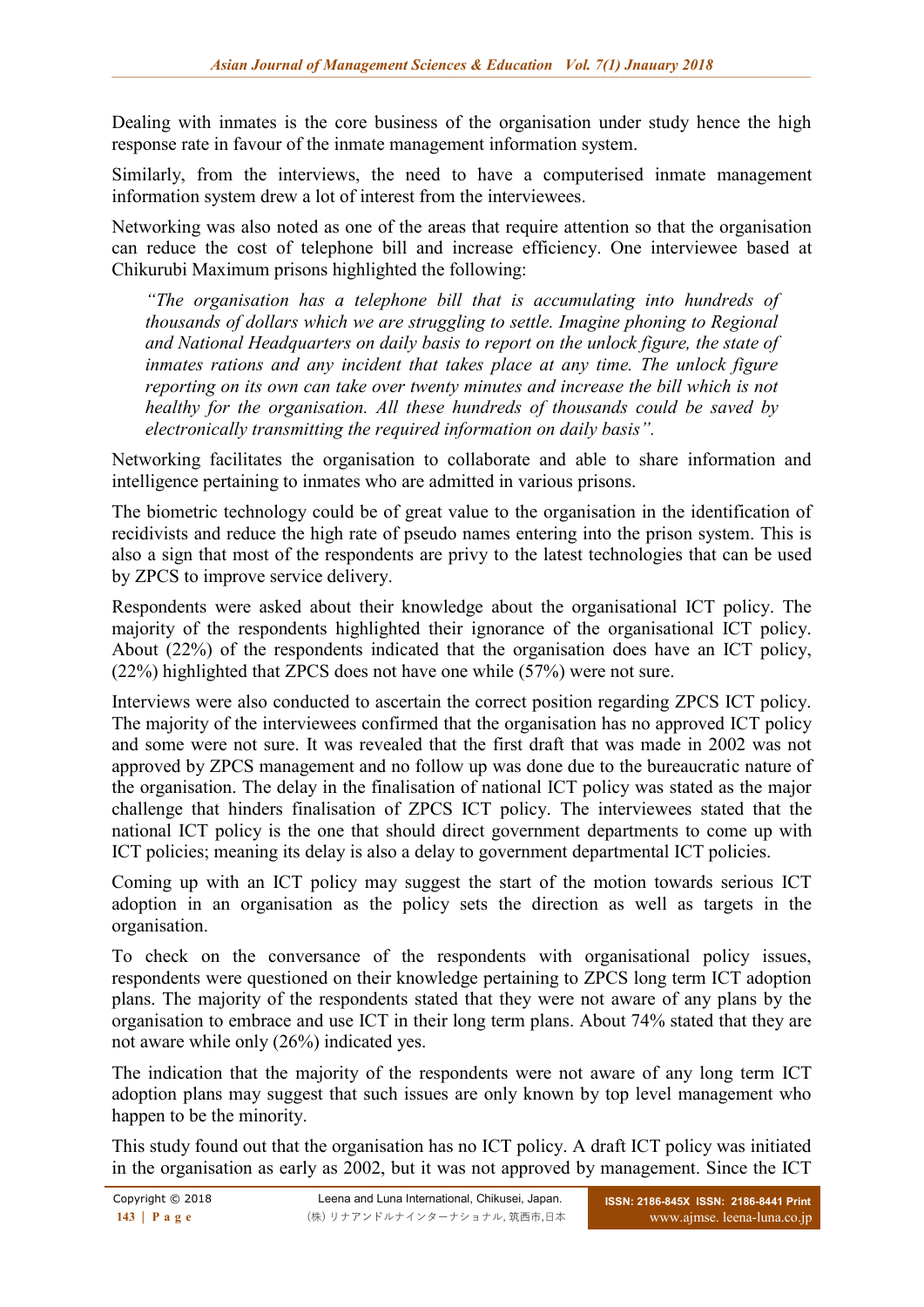Dealing with inmates is the core business of the organisation under study hence the high response rate in favour of the inmate management information system.

Similarly, from the interviews, the need to have a computerised inmate management information system drew a lot of interest from the interviewees.

Networking was also noted as one of the areas that require attention so that the organisation can reduce the cost of telephone bill and increase efficiency. One interviewee based at Chikurubi Maximum prisons highlighted the following:

> *"The organisation has a telephone bill that is accumulating into hundreds of thousands of dollars which we are struggling to settle. Imagine phoning to Regional and National Headquarters on daily basis to report on the unlock figure, the state of inmates rations and any incident that takes place at any time. The unlock figure reporting on its own can take over twenty minutes and increase the bill which is not healthy for the organisation. All these hundreds of thousands could be saved by electronically transmitting the required information on daily basis".*

Networking facilitates the organisation to collaborate and able to share information and intelligence pertaining to inmates who are admitted in various prisons.

The biometric technology could be of great value to the organisation in the identification of recidivists and reduce the high rate of pseudo names entering into the prison system. This is also a sign that most of the respondents are privy to the latest technologies that can be used by ZPCS to improve service delivery.

Respondents were asked about their knowledge about the organisational ICT policy. The majority of the respondents highlighted their ignorance of the organisational ICT policy. About (22%) of the respondents indicated that the organisation does have an ICT policy, (22%) highlighted that ZPCS does not have one while (57%) were not sure.

Interviews were also conducted to ascertain the correct position regarding ZPCS ICT policy. The majority of the interviewees confirmed that the organisation has no approved ICT policy and some were not sure. It was revealed that the first draft that was made in 2002 was not approved by ZPCS management and no follow up was done due to the bureaucratic nature of the organisation. The delay in the finalisation of national ICT policy was stated as the major challenge that hinders finalisation of ZPCS ICT policy. The interviewees stated that the national ICT policy is the one that should direct government departments to come up with ICT policies; meaning its delay is also a delay to government departmental ICT policies.

Coming up with an ICT policy may suggest the start of the motion towards serious ICT adoption in an organisation as the policy sets the direction as well as targets in the organisation.

To check on the conversance of the respondents with organisational policy issues, respondents were questioned on their knowledge pertaining to ZPCS long term ICT adoption plans. The majority of the respondents stated that they were not aware of any plans by the organisation to embrace and use ICT in their long term plans. About 74% stated that they are not aware while only (26%) indicated yes.

The indication that the majority of the respondents were not aware of any long term ICT adoption plans may suggest that such issues are only known by top level management who happen to be the minority.

This study found out that the organisation has no ICT policy. A draft ICT policy was initiated in the organisation as early as 2002, but it was not approved by management. Since the ICT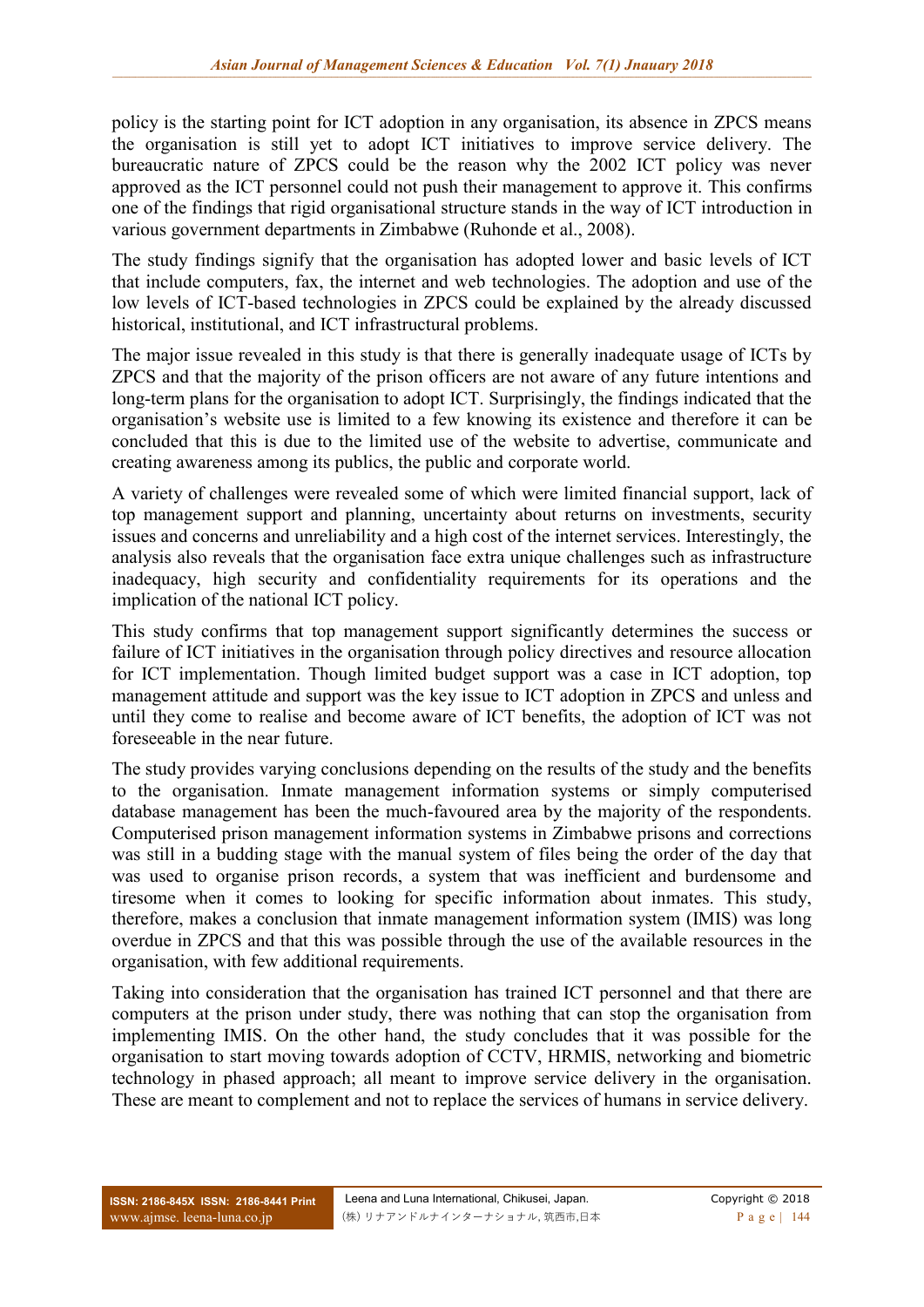policy is the starting point for ICT adoption in any organisation, its absence in ZPCS means the organisation is still yet to adopt ICT initiatives to improve service delivery. The bureaucratic nature of ZPCS could be the reason why the 2002 ICT policy was never approved as the ICT personnel could not push their management to approve it. This confirms one of the findings that rigid organisational structure stands in the way of ICT introduction in various government departments in Zimbabwe (Ruhonde et al., 2008).

The study findings signify that the organisation has adopted lower and basic levels of ICT that include computers, fax, the internet and web technologies. The adoption and use of the low levels of ICT-based technologies in ZPCS could be explained by the already discussed historical, institutional, and ICT infrastructural problems.

The major issue revealed in this study is that there is generally inadequate usage of ICTs by ZPCS and that the majority of the prison officers are not aware of any future intentions and long-term plans for the organisation to adopt ICT. Surprisingly, the findings indicated that the organisation's website use is limited to a few knowing its existence and therefore it can be concluded that this is due to the limited use of the website to advertise, communicate and creating awareness among its publics, the public and corporate world.

A variety of challenges were revealed some of which were limited financial support, lack of top management support and planning, uncertainty about returns on investments, security issues and concerns and unreliability and a high cost of the internet services. Interestingly, the analysis also reveals that the organisation face extra unique challenges such as infrastructure inadequacy, high security and confidentiality requirements for its operations and the implication of the national ICT policy.

This study confirms that top management support significantly determines the success or failure of ICT initiatives in the organisation through policy directives and resource allocation for ICT implementation. Though limited budget support was a case in ICT adoption, top management attitude and support was the key issue to ICT adoption in ZPCS and unless and until they come to realise and become aware of ICT benefits, the adoption of ICT was not foreseeable in the near future.

The study provides varying conclusions depending on the results of the study and the benefits to the organisation. Inmate management information systems or simply computerised database management has been the much-favoured area by the majority of the respondents. Computerised prison management information systems in Zimbabwe prisons and corrections was still in a budding stage with the manual system of files being the order of the day that was used to organise prison records, a system that was inefficient and burdensome and tiresome when it comes to looking for specific information about inmates. This study, therefore, makes a conclusion that inmate management information system (IMIS) was long overdue in ZPCS and that this was possible through the use of the available resources in the organisation, with few additional requirements.

Taking into consideration that the organisation has trained ICT personnel and that there are computers at the prison under study, there was nothing that can stop the organisation from implementing IMIS. On the other hand, the study concludes that it was possible for the organisation to start moving towards adoption of CCTV, HRMIS, networking and biometric technology in phased approach; all meant to improve service delivery in the organisation. These are meant to complement and not to replace the services of humans in service delivery.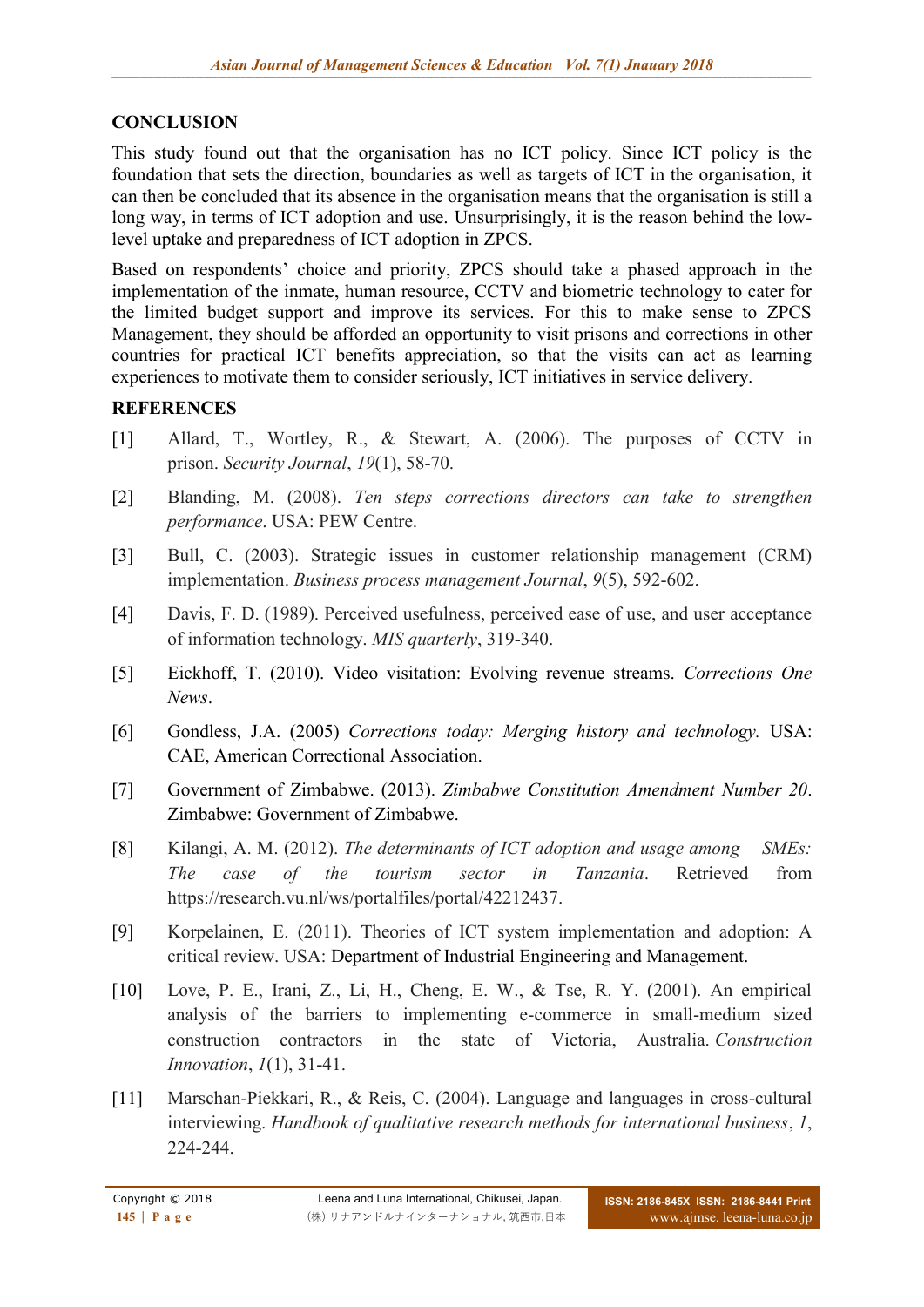## CONCLUSION

This study found out that the organisation has no ICT policy. Since ICT policy is the foundation that sets the direction, boundaries as well as targets of ICT in the organisation, it can then be concluded that its absence in the organisation means that the organisation is still a long way, in terms of ICT adoption and use. Unsurprisingly, it is the reason behind the low-level uptake and preparedness of ICT adoption in ZPCS.

Based on respondents' choice and priority, ZPCS should take a phased approach in the implementation of the inmate, human resource, CCTV and biometric technology to cater for the limited budget support and improve its services. For this to make sense to ZPCS Management, they should be afforded an opportunity to visit prisons and corrections in other countries for practical ICT benefits appreciation, so that the visits can act as learning experiences to motivate them to consider seriously, ICT initiatives in service delivery.

## REFERENCES

[1] Allard, T., Wortley, R., & Stewart, A. (2006). The purposes of CCTV in prison. *Security Journal*, *19*(1), 58-70.

[2] Blanding, M. (2008). *Ten steps corrections directors can take to strengthen performance*. USA: PEW Centre.

[3] Bull, C. (2003). Strategic issues in customer relationship management (CRM) implementation. *Business process management Journal*, *9*(5), 592-602.

[4] Davis, F. D. (1989). Perceived usefulness, perceived ease of use, and user acceptance of information technology. *MIS quarterly*, 319-340.

[5] Eickhoff, T. (2010). Video visitation: Evolving revenue streams. *Corrections One News*.

[6] Gondless, J.A. (2005) *Corrections today: Merging history and technology.* USA: CAE, American Correctional Association.

[7] Government of Zimbabwe. (2013). *Zimbabwe Constitution Amendment Number 20*. Zimbabwe: Government of Zimbabwe.

[8] Kilangi, A. M. (2012). *The determinants of ICT adoption and usage among SMEs: The case of the tourism sector in Tanzania*. Retrieved from https://research.vu.nl/ws/portalfiles/portal/42212437.

[9] Korpelainen, E. (2011). Theories of ICT system implementation and adoption: A critical review. USA: Department of Industrial Engineering and Management.

[10] Love, P. E., Irani, Z., Li, H., Cheng, E. W., & Tse, R. Y. (2001). An empirical analysis of the barriers to implementing e-commerce in small-medium sized construction contractors in the state of Victoria, Australia. *Construction Innovation*, *1*(1), 31-41.

[11] Marschan-Piekkari, R., & Reis, C. (2004). Language and languages in cross-cultural interviewing. *Handbook of qualitative research methods for international business*, *1*, 224-244.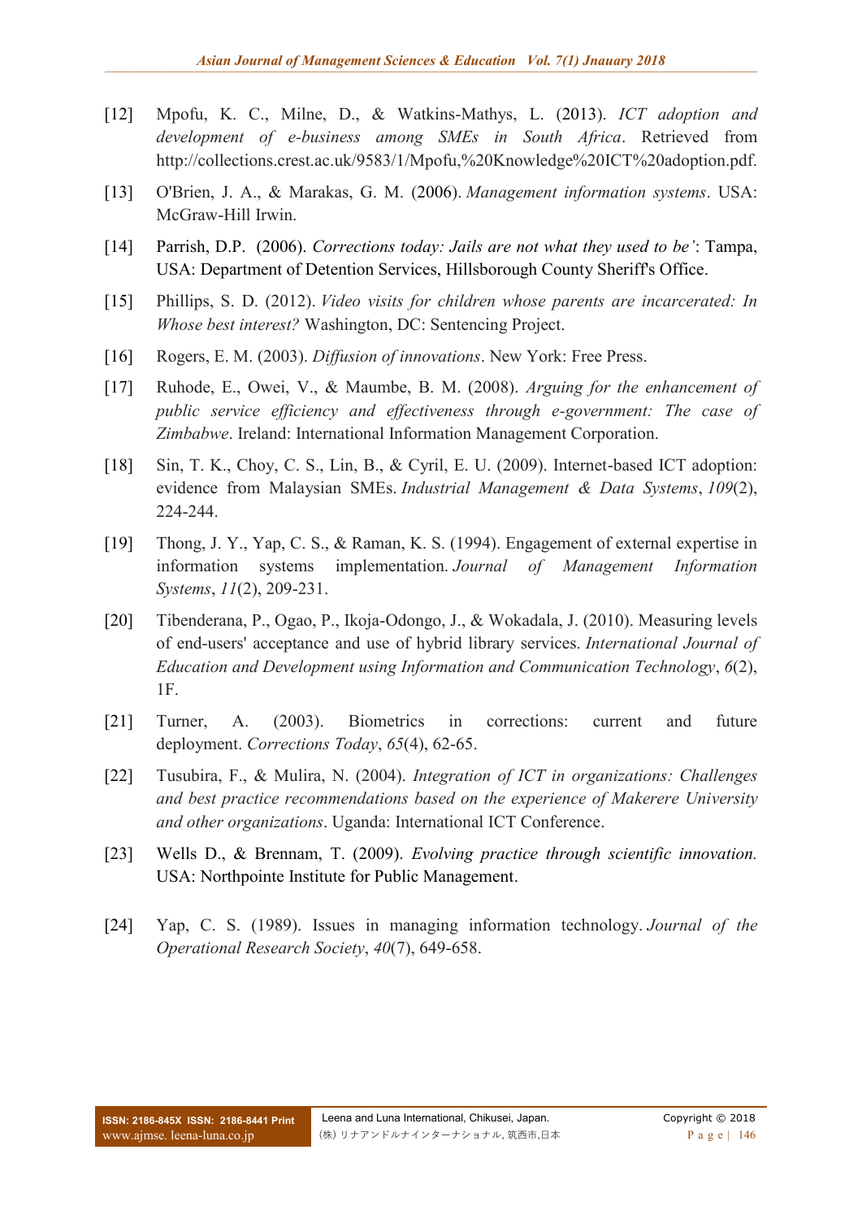[12] Mpofu, K. C., Milne, D., & Watkins-Mathys, L. (2013). *ICT adoption and development of e-business among SMEs in South Africa*. Retrieved from http://collections.crest.ac.uk/9583/1/Mpofu,%20Knowledge%20ICT%20adoption.pdf.

[13] O'Brien, J. A., & Marakas, G. M. (2006). *Management information systems*. USA: McGraw-Hill Irwin.

[14] Parrish, D.P. (2006). *Corrections today: Jails are not what they used to be'*: Tampa, USA: Department of Detention Services, Hillsborough County Sheriff's Office.

[15] Phillips, S. D. (2012). *Video visits for children whose parents are incarcerated: In Whose best interest?* Washington, DC: Sentencing Project.

[16] Rogers, E. M. (2003). *Diffusion of innovations*. New York: Free Press.

[17] Ruhode, E., Owei, V., & Maumbe, B. M. (2008). *Arguing for the enhancement of public service efficiency and effectiveness through e-government: The case of Zimbabwe*. Ireland: International Information Management Corporation.

[18] Sin, T. K., Choy, C. S., Lin, B., & Cyril, E. U. (2009). Internet-based ICT adoption: evidence from Malaysian SMEs. *Industrial Management & Data Systems*, *109*(2), 224-244.

[19] Thong, J. Y., Yap, C. S., & Raman, K. S. (1994). Engagement of external expertise in information systems implementation. *Journal of Management Information Systems*, *11*(2), 209-231.

[20] Tibenderana, P., Ogao, P., Ikoja-Odongo, J., & Wokadala, J. (2010). Measuring levels of end-users' acceptance and use of hybrid library services. *International Journal of Education and Development using Information and Communication Technology*, *6*(2), 1F.

[21] Turner, A. (2003). Biometrics in corrections: current and future deployment. *Corrections Today*, *65*(4), 62-65.

[22] Tusubira, F., & Mulira, N. (2004). *Integration of ICT in organizations: Challenges and best practice recommendations based on the experience of Makerere University and other organizations*. Uganda: International ICT Conference.

[23] Wells D., & Brennam, T. (2009). *Evolving practice through scientific innovation.* USA: Northpointe Institute for Public Management.

[24] Yap, C. S. (1989). Issues in managing information technology. *Journal of the Operational Research Society*, *40*(7), 649-658.